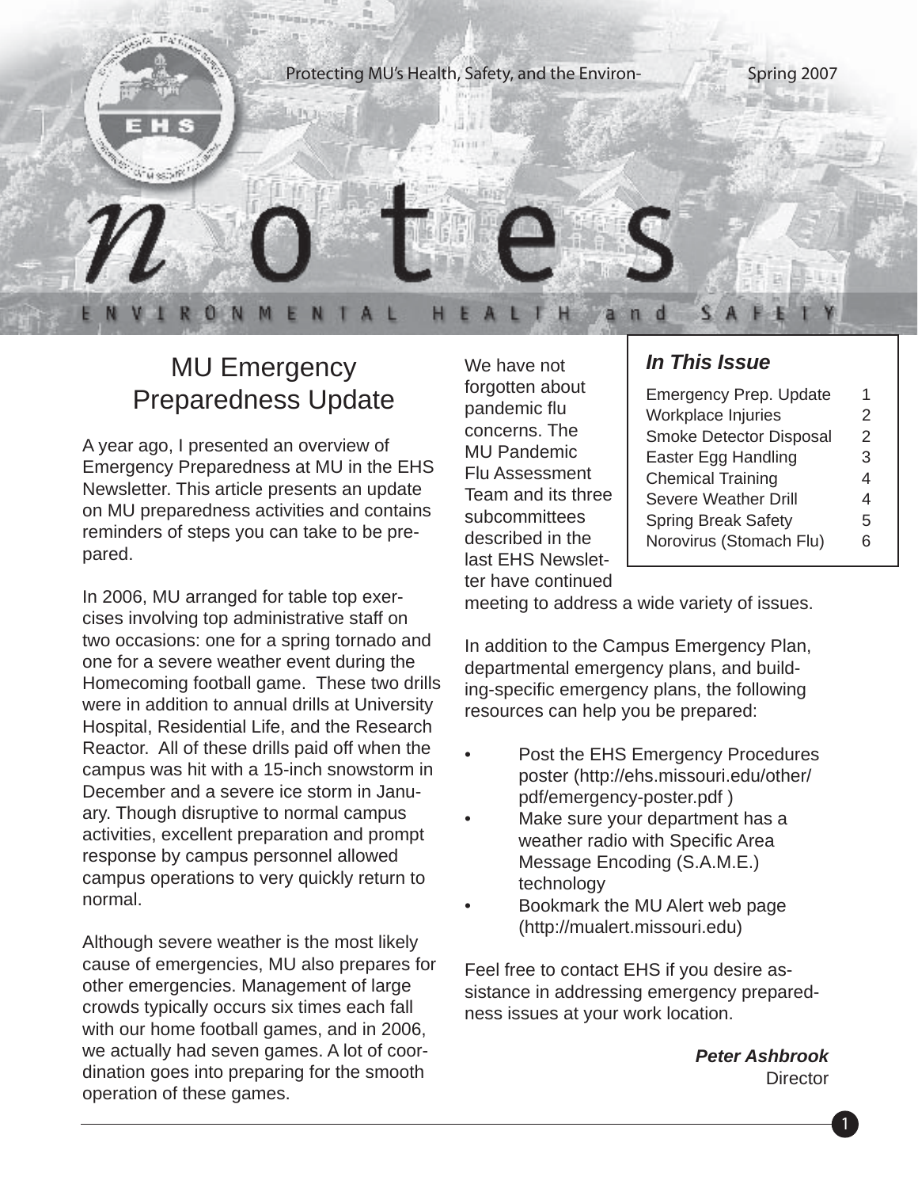Protecting MU's Health, Safety, and the Environ-

Spring 2007

# notes

ENVIRONMENTAL HEALTH and SAFETY

## In This Issue

| | |
|---|---|
| Emergency Prep. Update | 1 |
| Workplace Injuries | 2 |
| Smoke Detector Disposal | 2 |
| Easter Egg Handling | 3 |
| Chemical Training | 4 |
| Severe Weather Drill | 4 |
| Spring Break Safety | 5 |
| Norovirus (Stomach Flu) | 6 |

## MU Emergency Preparedness Update

A year ago, I presented an overview of Emergency Preparedness at MU in the EHS Newsletter. This article presents an update on MU preparedness activities and contains reminders of steps you can take to be prepared.

In 2006, MU arranged for table top exercises involving top administrative staff on two occasions: one for a spring tornado and one for a severe weather event during the Homecoming football game. These two drills were in addition to annual drills at University Hospital, Residential Life, and the Research Reactor. All of these drills paid off when the campus was hit with a 15-inch snowstorm in December and a severe ice storm in January. Though disruptive to normal campus activities, excellent preparation and prompt response by campus personnel allowed campus operations to very quickly return to normal.

Although severe weather is the most likely cause of emergencies, MU also prepares for other emergencies. Management of large crowds typically occurs six times each fall with our home football games, and in 2006, we actually had seven games. A lot of coordination goes into preparing for the smooth operation of these games.

We have not forgotten about pandemic flu concerns. The MU Pandemic Flu Assessment Team and its three subcommittees described in the last EHS Newsletter have continued meeting to address a wide variety of issues.

In addition to the Campus Emergency Plan, departmental emergency plans, and building-specific emergency plans, the following resources can help you be prepared:

- Post the EHS Emergency Procedures poster (http://ehs.missouri.edu/other/pdf/emergency-poster.pdf )
- Make sure your department has a weather radio with Specific Area Message Encoding (S.A.M.E.) technology
- Bookmark the MU Alert web page (http://mualert.missouri.edu)

Feel free to contact EHS if you desire assistance in addressing emergency preparedness issues at your work location.

***Peter Ashbrook***
Director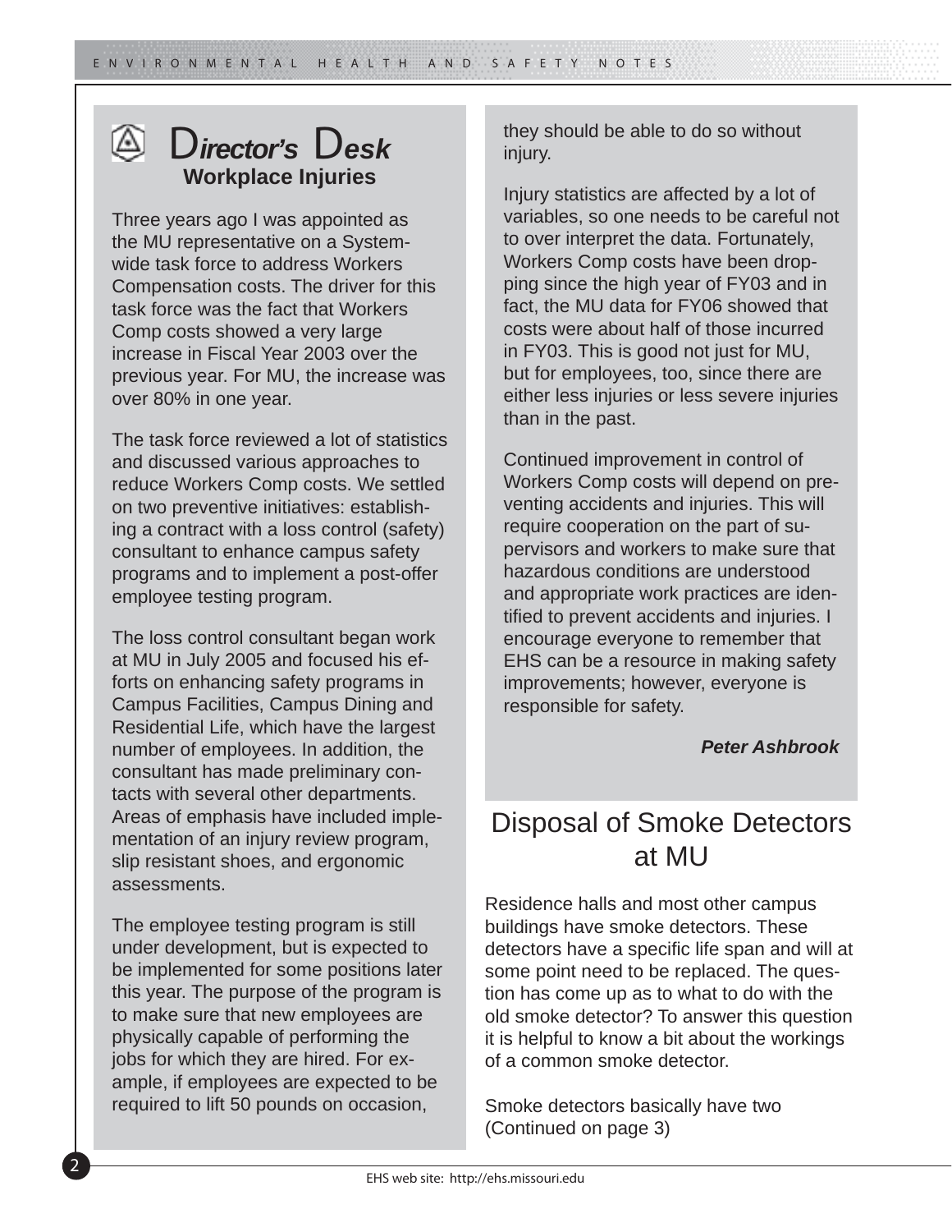# Director's Desk

## Workplace Injuries

Three years ago I was appointed as the MU representative on a System-wide task force to address Workers Compensation costs. The driver for this task force was the fact that Workers Comp costs showed a very large increase in Fiscal Year 2003 over the previous year. For MU, the increase was over 80% in one year.

The task force reviewed a lot of statistics and discussed various approaches to reduce Workers Comp costs. We settled on two preventive initiatives: establishing a contract with a loss control (safety) consultant to enhance campus safety programs and to implement a post-offer employee testing program.

The loss control consultant began work at MU in July 2005 and focused his efforts on enhancing safety programs in Campus Facilities, Campus Dining and Residential Life, which have the largest number of employees. In addition, the consultant has made preliminary contacts with several other departments. Areas of emphasis have included implementation of an injury review program, slip resistant shoes, and ergonomic assessments.

The employee testing program is still under development, but is expected to be implemented for some positions later this year. The purpose of the program is to make sure that new employees are physically capable of performing the jobs for which they are hired. For example, if employees are expected to be required to lift 50 pounds on occasion, they should be able to do so without injury.

Injury statistics are affected by a lot of variables, so one needs to be careful not to over interpret the data. Fortunately, Workers Comp costs have been dropping since the high year of FY03 and in fact, the MU data for FY06 showed that costs were about half of those incurred in FY03. This is good not just for MU, but for employees, too, since there are either less injuries or less severe injuries than in the past.

Continued improvement in control of Workers Comp costs will depend on preventing accidents and injuries. This will require cooperation on the part of supervisors and workers to make sure that hazardous conditions are understood and appropriate work practices are identified to prevent accidents and injuries. I encourage everyone to remember that EHS can be a resource in making safety improvements; however, everyone is responsible for safety.

***Peter Ashbrook***

# Disposal of Smoke Detectors at MU

Residence halls and most other campus buildings have smoke detectors. These detectors have a specific life span and will at some point need to be replaced. The question has come up as to what to do with the old smoke detector? To answer this question it is helpful to know a bit about the workings of a common smoke detector.

Smoke detectors basically have two
(Continued on page 3)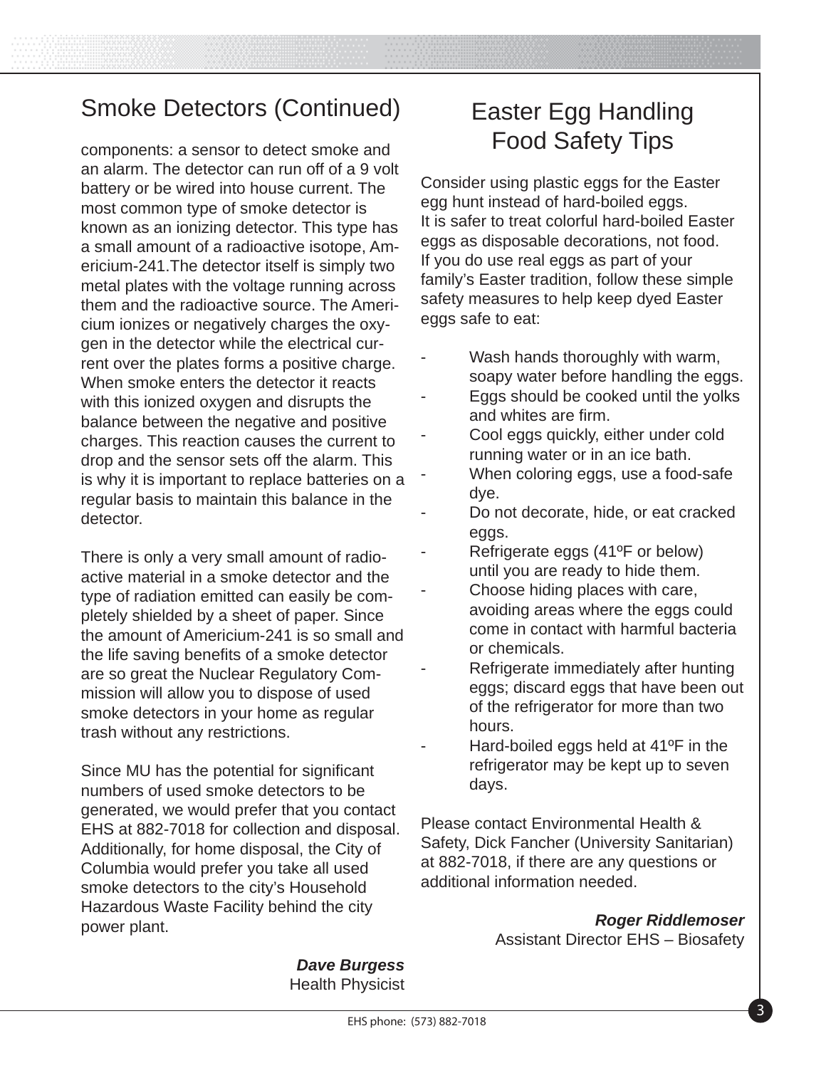## Smoke Detectors (Continued)

components: a sensor to detect smoke and an alarm. The detector can run off of a 9 volt battery or be wired into house current. The most common type of smoke detector is known as an ionizing detector. This type has a small amount of a radioactive isotope, Americium-241.The detector itself is simply two metal plates with the voltage running across them and the radioactive source. The Americium ionizes or negatively charges the oxygen in the detector while the electrical current over the plates forms a positive charge. When smoke enters the detector it reacts with this ionized oxygen and disrupts the balance between the negative and positive charges. This reaction causes the current to drop and the sensor sets off the alarm. This is why it is important to replace batteries on a regular basis to maintain this balance in the detector.

There is only a very small amount of radioactive material in a smoke detector and the type of radiation emitted can easily be completely shielded by a sheet of paper. Since the amount of Americium-241 is so small and the life saving benefits of a smoke detector are so great the Nuclear Regulatory Commission will allow you to dispose of used smoke detectors in your home as regular trash without any restrictions.

Since MU has the potential for significant numbers of used smoke detectors to be generated, we would prefer that you contact EHS at 882-7018 for collection and disposal. Additionally, for home disposal, the City of Columbia would prefer you take all used smoke detectors to the city's Household Hazardous Waste Facility behind the city power plant.

***Dave Burgess***
Health Physicist

## Easter Egg Handling Food Safety Tips

Consider using plastic eggs for the Easter egg hunt instead of hard-boiled eggs. It is safer to treat colorful hard-boiled Easter eggs as disposable decorations, not food. If you do use real eggs as part of your family's Easter tradition, follow these simple safety measures to help keep dyed Easter eggs safe to eat:

- Wash hands thoroughly with warm, soapy water before handling the eggs.
- Eggs should be cooked until the yolks and whites are firm.
- Cool eggs quickly, either under cold running water or in an ice bath.
- When coloring eggs, use a food-safe dye.
- Do not decorate, hide, or eat cracked eggs.
- Refrigerate eggs (41ºF or below) until you are ready to hide them.
- Choose hiding places with care, avoiding areas where the eggs could come in contact with harmful bacteria or chemicals.
- Refrigerate immediately after hunting eggs; discard eggs that have been out of the refrigerator for more than two hours.
- Hard-boiled eggs held at 41ºF in the refrigerator may be kept up to seven days.

Please contact Environmental Health & Safety, Dick Fancher (University Sanitarian) at 882-7018, if there are any questions or additional information needed.

***Roger Riddlemoser***
Assistant Director EHS – Biosafety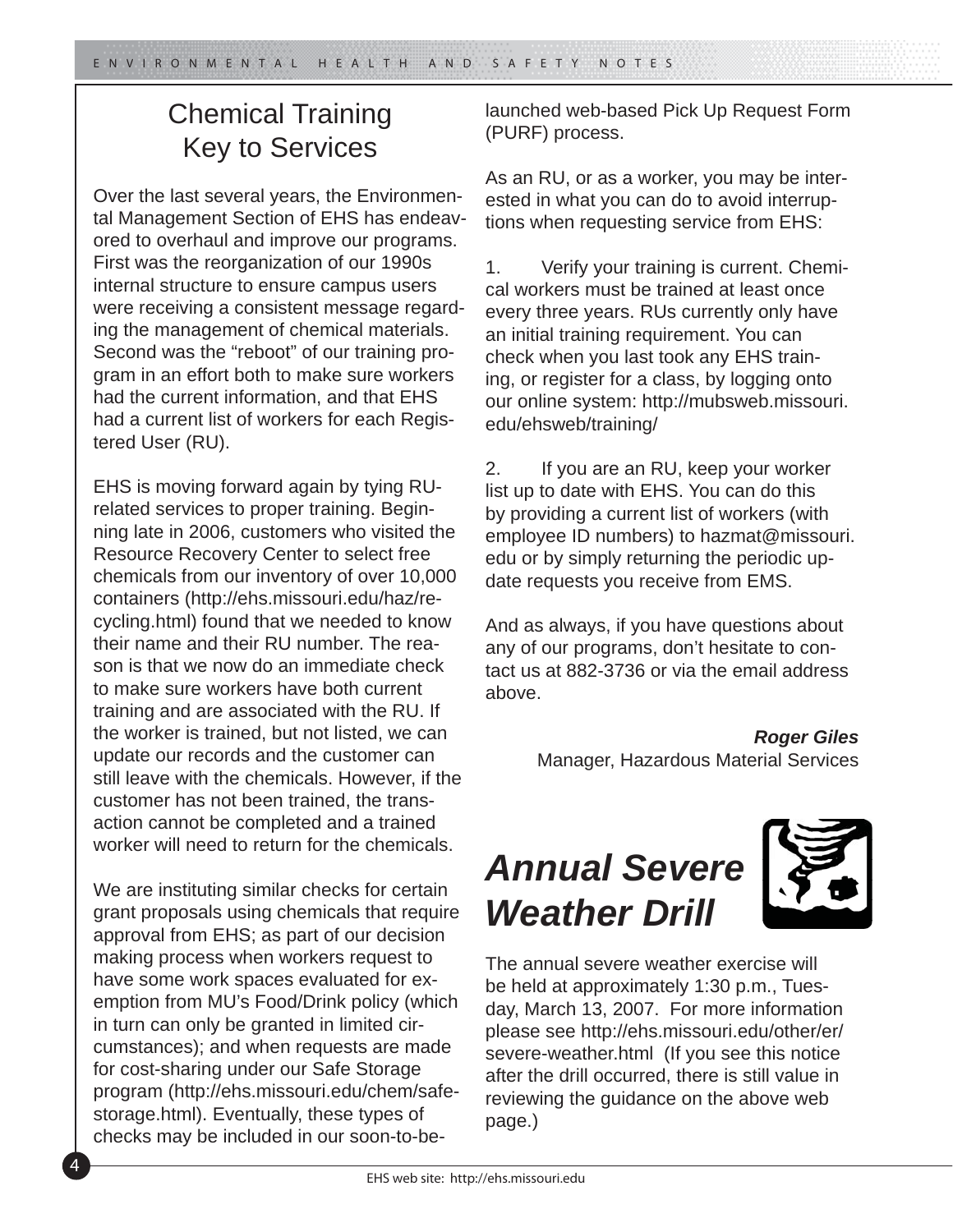## Chemical Training Key to Services

Over the last several years, the Environmental Management Section of EHS has endeavored to overhaul and improve our programs. First was the reorganization of our 1990s internal structure to ensure campus users were receiving a consistent message regarding the management of chemical materials. Second was the "reboot" of our training program in an effort both to make sure workers had the current information, and that EHS had a current list of workers for each Registered User (RU).

EHS is moving forward again by tying RU-related services to proper training. Beginning late in 2006, customers who visited the Resource Recovery Center to select free chemicals from our inventory of over 10,000 containers (http://ehs.missouri.edu/haz/recycling.html) found that we needed to know their name and their RU number. The reason is that we now do an immediate check to make sure workers have both current training and are associated with the RU. If the worker is trained, but not listed, we can update our records and the customer can still leave with the chemicals. However, if the customer has not been trained, the transaction cannot be completed and a trained worker will need to return for the chemicals.

We are instituting similar checks for certain grant proposals using chemicals that require approval from EHS; as part of our decision making process when workers request to have some work spaces evaluated for exemption from MU's Food/Drink policy (which in turn can only be granted in limited circumstances); and when requests are made for cost-sharing under our Safe Storage program (http://ehs.missouri.edu/chem/safe-storage.html). Eventually, these types of checks may be included in our soon-to-be-launched web-based Pick Up Request Form (PURF) process.

As an RU, or as a worker, you may be interested in what you can do to avoid interruptions when requesting service from EHS:

1. Verify your training is current. Chemical workers must be trained at least once every three years. RUs currently only have an initial training requirement. You can check when you last took any EHS training, or register for a class, by logging onto our online system: http://mubsweb.missouri.edu/ehsweb/training/

2. If you are an RU, keep your worker list up to date with EHS. You can do this by providing a current list of workers (with employee ID numbers) to hazmat@missouri.edu or by simply returning the periodic update requests you receive from EMS.

And as always, if you have questions about any of our programs, don't hesitate to contact us at 882-3736 or via the email address above.

***Roger Giles***
Manager, Hazardous Material Services

## *Annual Severe Weather Drill*

The annual severe weather exercise will be held at approximately 1:30 p.m., Tuesday, March 13, 2007. For more information please see http://ehs.missouri.edu/other/er/severe-weather.html (If you see this notice after the drill occurred, there is still value in reviewing the guidance on the above web page.)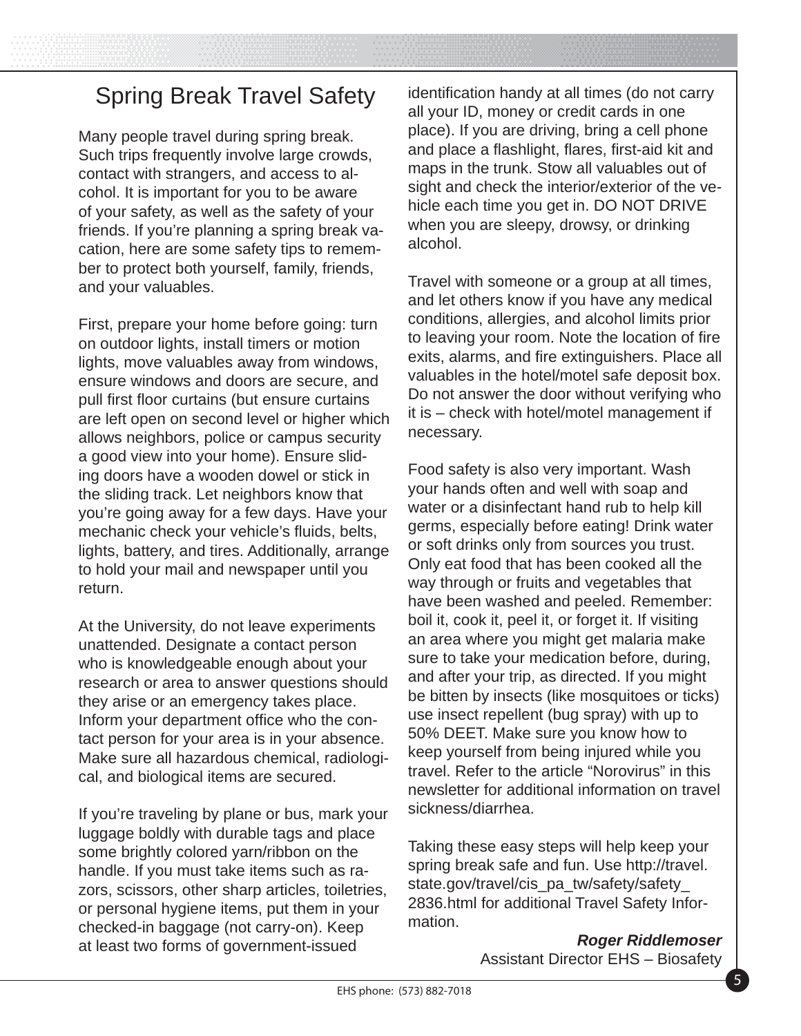# Spring Break Travel Safety

Many people travel during spring break. Such trips frequently involve large crowds, contact with strangers, and access to alcohol. It is important for you to be aware of your safety, as well as the safety of your friends. If you're planning a spring break vacation, here are some safety tips to remember to protect both yourself, family, friends, and your valuables.

First, prepare your home before going: turn on outdoor lights, install timers or motion lights, move valuables away from windows, ensure windows and doors are secure, and pull first floor curtains (but ensure curtains are left open on second level or higher which allows neighbors, police or campus security a good view into your home). Ensure sliding doors have a wooden dowel or stick in the sliding track. Let neighbors know that you're going away for a few days. Have your mechanic check your vehicle's fluids, belts, lights, battery, and tires. Additionally, arrange to hold your mail and newspaper until you return.

At the University, do not leave experiments unattended. Designate a contact person who is knowledgeable enough about your research or area to answer questions should they arise or an emergency takes place. Inform your department office who the contact person for your area is in your absence. Make sure all hazardous chemical, radiological, and biological items are secured.

If you're traveling by plane or bus, mark your luggage boldly with durable tags and place some brightly colored yarn/ribbon on the handle. If you must take items such as razors, scissors, other sharp articles, toiletries, or personal hygiene items, put them in your checked-in baggage (not carry-on). Keep at least two forms of government-issued identification handy at all times (do not carry all your ID, money or credit cards in one place). If you are driving, bring a cell phone and place a flashlight, flares, first-aid kit and maps in the trunk. Stow all valuables out of sight and check the interior/exterior of the vehicle each time you get in. DO NOT DRIVE when you are sleepy, drowsy, or drinking alcohol.

Travel with someone or a group at all times, and let others know if you have any medical conditions, allergies, and alcohol limits prior to leaving your room. Note the location of fire exits, alarms, and fire extinguishers. Place all valuables in the hotel/motel safe deposit box. Do not answer the door without verifying who it is – check with hotel/motel management if necessary.

Food safety is also very important. Wash your hands often and well with soap and water or a disinfectant hand rub to help kill germs, especially before eating! Drink water or soft drinks only from sources you trust. Only eat food that has been cooked all the way through or fruits and vegetables that have been washed and peeled. Remember: boil it, cook it, peel it, or forget it. If visiting an area where you might get malaria make sure to take your medication before, during, and after your trip, as directed. If you might be bitten by insects (like mosquitoes or ticks) use insect repellent (bug spray) with up to 50% DEET. Make sure you know how to keep yourself from being injured while you travel. Refer to the article "Norovirus" in this newsletter for additional information on travel sickness/diarrhea.

Taking these easy steps will help keep your spring break safe and fun. Use http://travel.state.gov/travel/cis_pa_tw/safety/safety_2836.html for additional Travel Safety Information.

***Roger Riddlemoser***
Assistant Director EHS – Biosafety

EHS phone: (573) 882-7018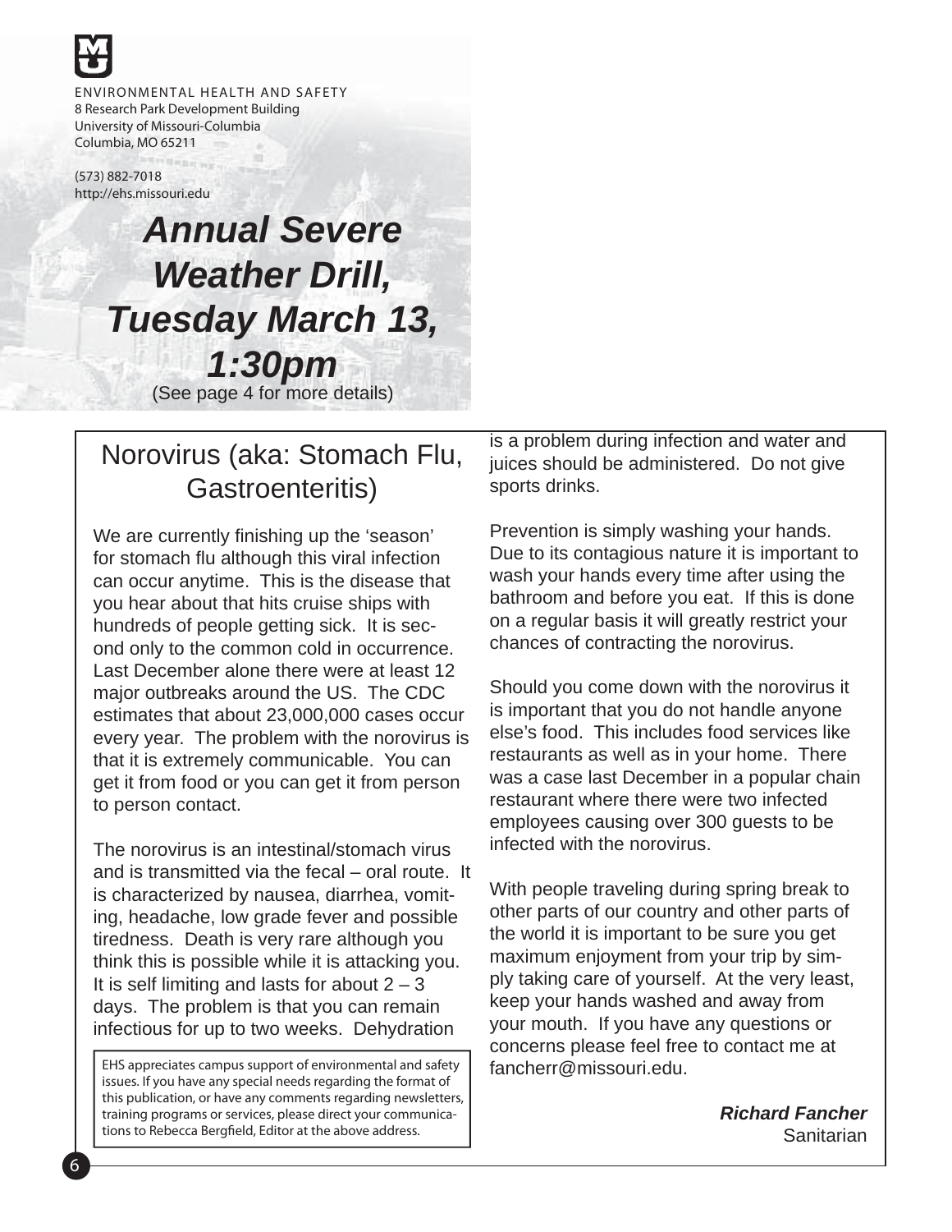ENVIRONMENTAL HEALTH AND SAFETY
8 Research Park Development Building
University of Missouri-Columbia
Columbia, MO 65211

(573) 882-7018
http://ehs.missouri.edu

# *Annual Severe Weather Drill, Tuesday March 13, 1:30pm*

(See page 4 for more details)

## Norovirus (aka: Stomach Flu, Gastroenteritis)

We are currently finishing up the 'season' for stomach flu although this viral infection can occur anytime. This is the disease that you hear about that hits cruise ships with hundreds of people getting sick. It is second only to the common cold in occurrence. Last December alone there were at least 12 major outbreaks around the US. The CDC estimates that about 23,000,000 cases occur every year. The problem with the norovirus is that it is extremely communicable. You can get it from food or you can get it from person to person contact.

The norovirus is an intestinal/stomach virus and is transmitted via the fecal – oral route. It is characterized by nausea, diarrhea, vomiting, headache, low grade fever and possible tiredness. Death is very rare although you think this is possible while it is attacking you. It is self limiting and lasts for about 2 – 3 days. The problem is that you can remain infectious for up to two weeks. Dehydration is a problem during infection and water and juices should be administered. Do not give sports drinks.

Prevention is simply washing your hands. Due to its contagious nature it is important to wash your hands every time after using the bathroom and before you eat. If this is done on a regular basis it will greatly restrict your chances of contracting the norovirus.

Should you come down with the norovirus it is important that you do not handle anyone else's food. This includes food services like restaurants as well as in your home. There was a case last December in a popular chain restaurant where there were two infected employees causing over 300 guests to be infected with the norovirus.

With people traveling during spring break to other parts of our country and other parts of the world it is important to be sure you get maximum enjoyment from your trip by simply taking care of yourself. At the very least, keep your hands washed and away from your mouth. If you have any questions or concerns please feel free to contact me at fancherr@missouri.edu.

***Richard Fancher***
Sanitarian

EHS appreciates campus support of environmental and safety issues. If you have any special needs regarding the format of this publication, or have any comments regarding newsletters, training programs or services, please direct your communications to Rebecca Bergfield, Editor at the above address.